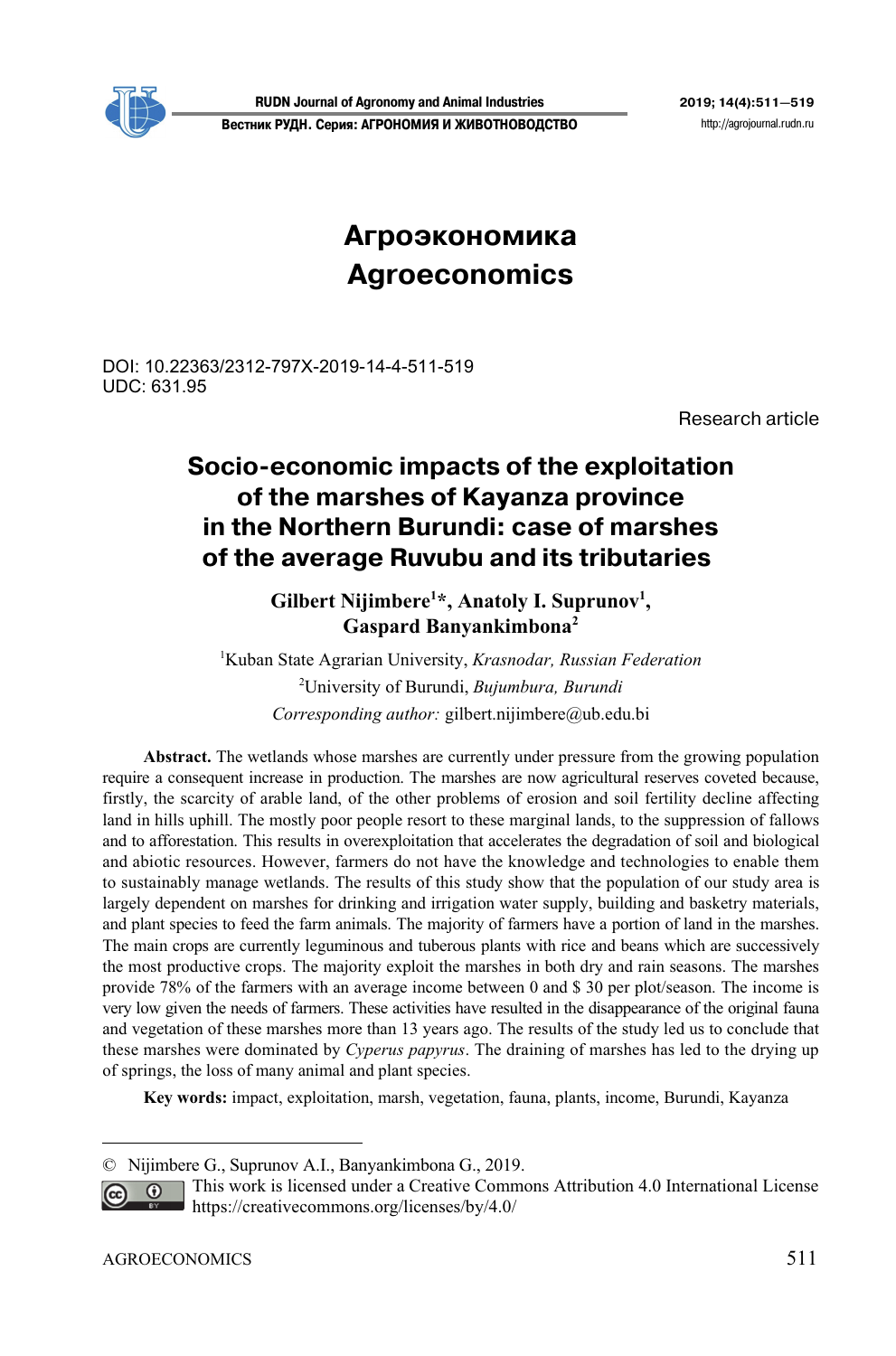# Агроэкономика
# Agroeconomics

DOI: 10.22363/2312-797X-2019-14-4-511-519
UDC: 631.95

Research article

## Socio-economic impacts of the exploitation of the marshes of Kayanza province in the Northern Burundi: case of marshes of the average Ruvubu and its tributaries

**Gilbert Nijimbere[1]*, Anatoly I. Suprunov[1], Gaspard Banyankimbona[2]**

[1]Kuban State Agrarian University, *Krasnodar, Russian Federation*
[2]University of Burundi, *Bujumbura, Burundi*
*Corresponding author:* gilbert.nijimbere@ub.edu.bi

**Abstract.** The wetlands whose marshes are currently under pressure from the growing population require a consequent increase in production. The marshes are now agricultural reserves coveted because, firstly, the scarcity of arable land, of the other problems of erosion and soil fertility decline affecting land in hills uphill. The mostly poor people resort to these marginal lands, to the suppression of fallows and to afforestation. This results in overexploitation that accelerates the degradation of soil and biological and abiotic resources. However, farmers do not have the knowledge and technologies to enable them to sustainably manage wetlands. The results of this study show that the population of our study area is largely dependent on marshes for drinking and irrigation water supply, building and basketry materials, and plant species to feed the farm animals. The majority of farmers have a portion of land in the marshes. The main crops are currently leguminous and tuberous plants with rice and beans which are successively the most productive crops. The majority exploit the marshes in both dry and rain seasons. The marshes provide 78% of the farmers with an average income between 0 and $ 30 per plot/season. The income is very low given the needs of farmers. These activities have resulted in the disappearance of the original fauna and vegetation of these marshes more than 13 years ago. The results of the study led us to conclude that these marshes were dominated by *Cyperus papyrus*. The draining of marshes has led to the drying up of springs, the loss of many animal and plant species.

**Key words:** impact, exploitation, marsh, vegetation, fauna, plants, income, Burundi, Kayanza

---

© Nijimbere G., Suprunov A.I., Banyankimbona G., 2019.
This work is licensed under a Creative Commons Attribution 4.0 International License https://creativecommons.org/licenses/by/4.0/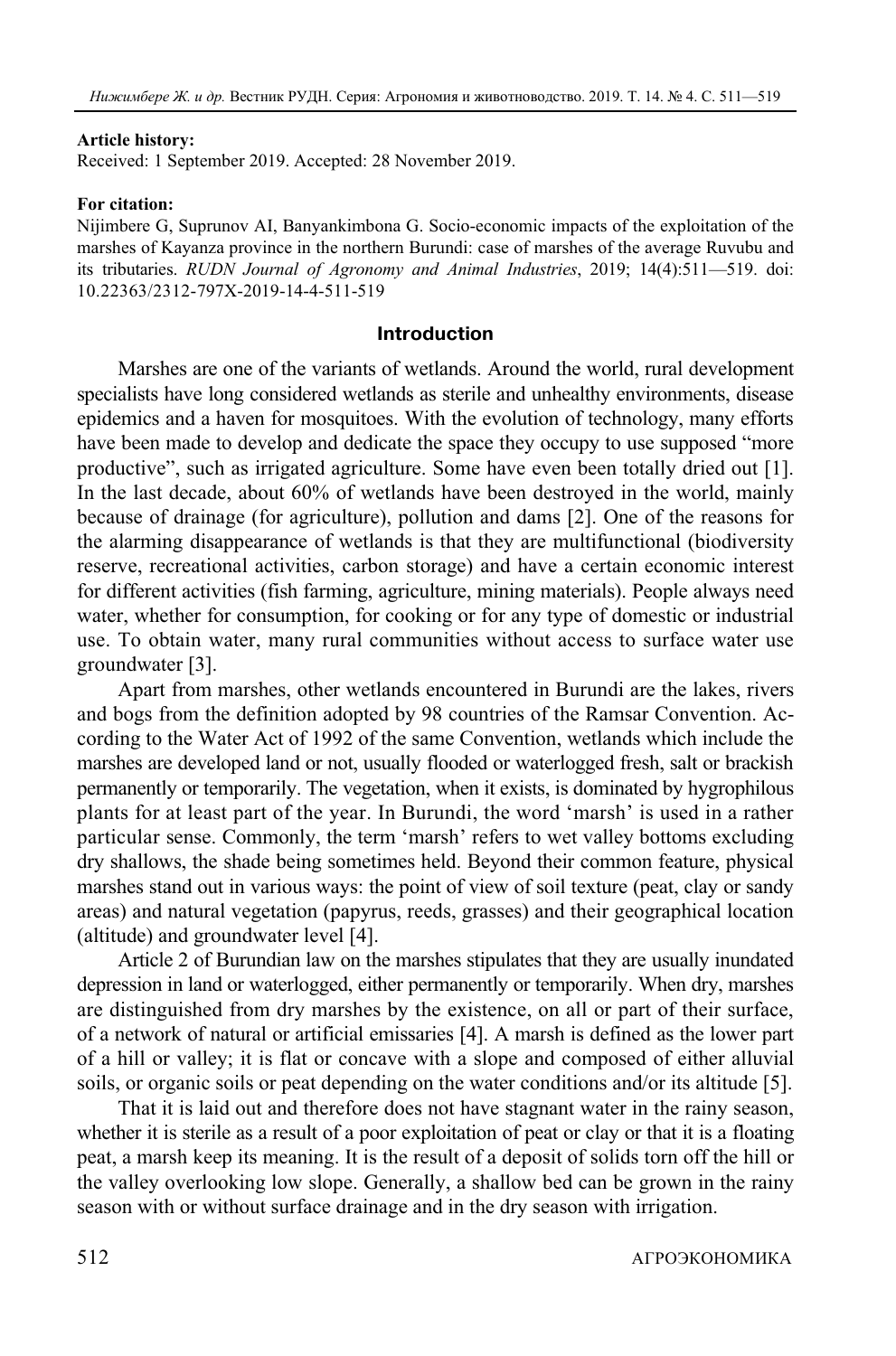**Article history:**

Received: 1 September 2019. Accepted: 28 November 2019.

**For citation:**

Nijimbere G, Suprunov AI, Banyankimbona G. Socio-economic impacts of the exploitation of the marshes of Kayanza province in the northern Burundi: case of marshes of the average Ruvubu and its tributaries. *RUDN Journal of Agronomy and Animal Industries*, 2019; 14(4):511—519. doi: 10.22363/2312-797X-2019-14-4-511-519

## Introduction

Marshes are one of the variants of wetlands. Around the world, rural development specialists have long considered wetlands as sterile and unhealthy environments, disease epidemics and a haven for mosquitoes. With the evolution of technology, many efforts have been made to develop and dedicate the space they occupy to use supposed "more productive", such as irrigated agriculture. Some have even been totally dried out [1]. In the last decade, about 60% of wetlands have been destroyed in the world, mainly because of drainage (for agriculture), pollution and dams [2]. One of the reasons for the alarming disappearance of wetlands is that they are multifunctional (biodiversity reserve, recreational activities, carbon storage) and have a certain economic interest for different activities (fish farming, agriculture, mining materials). People always need water, whether for consumption, for cooking or for any type of domestic or industrial use. To obtain water, many rural communities without access to surface water use groundwater [3].

Apart from marshes, other wetlands encountered in Burundi are the lakes, rivers and bogs from the definition adopted by 98 countries of the Ramsar Convention. According to the Water Act of 1992 of the same Convention, wetlands which include the marshes are developed land or not, usually flooded or waterlogged fresh, salt or brackish permanently or temporarily. The vegetation, when it exists, is dominated by hygrophilous plants for at least part of the year. In Burundi, the word 'marsh' is used in a rather particular sense. Commonly, the term 'marsh' refers to wet valley bottoms excluding dry shallows, the shade being sometimes held. Beyond their common feature, physical marshes stand out in various ways: the point of view of soil texture (peat, clay or sandy areas) and natural vegetation (papyrus, reeds, grasses) and their geographical location (altitude) and groundwater level [4].

Article 2 of Burundian law on the marshes stipulates that they are usually inundated depression in land or waterlogged, either permanently or temporarily. When dry, marshes are distinguished from dry marshes by the existence, on all or part of their surface, of a network of natural or artificial emissaries [4]. A marsh is defined as the lower part of a hill or valley; it is flat or concave with a slope and composed of either alluvial soils, or organic soils or peat depending on the water conditions and/or its altitude [5].

That it is laid out and therefore does not have stagnant water in the rainy season, whether it is sterile as a result of a poor exploitation of peat or clay or that it is a floating peat, a marsh keep its meaning. It is the result of a deposit of solids torn off the hill or the valley overlooking low slope. Generally, a shallow bed can be grown in the rainy season with or without surface drainage and in the dry season with irrigation.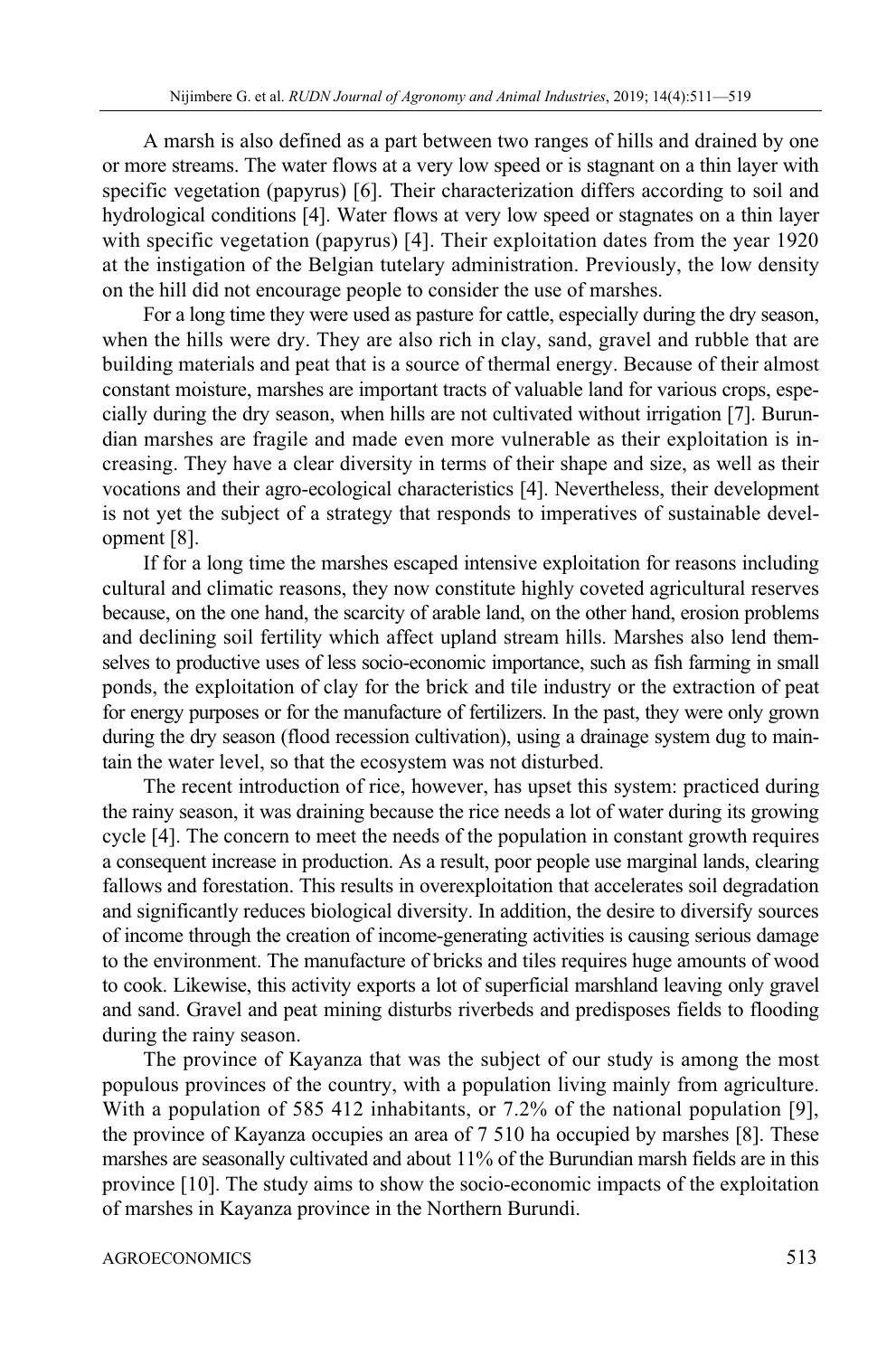A marsh is also defined as a part between two ranges of hills and drained by one or more streams. The water flows at a very low speed or is stagnant on a thin layer with specific vegetation (papyrus) [6]. Their characterization differs according to soil and hydrological conditions [4]. Water flows at very low speed or stagnates on a thin layer with specific vegetation (papyrus) [4]. Their exploitation dates from the year 1920 at the instigation of the Belgian tutelary administration. Previously, the low density on the hill did not encourage people to consider the use of marshes.

For a long time they were used as pasture for cattle, especially during the dry season, when the hills were dry. They are also rich in clay, sand, gravel and rubble that are building materials and peat that is a source of thermal energy. Because of their almost constant moisture, marshes are important tracts of valuable land for various crops, especially during the dry season, when hills are not cultivated without irrigation [7]. Burundian marshes are fragile and made even more vulnerable as their exploitation is increasing. They have a clear diversity in terms of their shape and size, as well as their vocations and their agro-ecological characteristics [4]. Nevertheless, their development is not yet the subject of a strategy that responds to imperatives of sustainable development [8].

If for a long time the marshes escaped intensive exploitation for reasons including cultural and climatic reasons, they now constitute highly coveted agricultural reserves because, on the one hand, the scarcity of arable land, on the other hand, erosion problems and declining soil fertility which affect upland stream hills. Marshes also lend themselves to productive uses of less socio-economic importance, such as fish farming in small ponds, the exploitation of clay for the brick and tile industry or the extraction of peat for energy purposes or for the manufacture of fertilizers. In the past, they were only grown during the dry season (flood recession cultivation), using a drainage system dug to maintain the water level, so that the ecosystem was not disturbed.

The recent introduction of rice, however, has upset this system: practiced during the rainy season, it was draining because the rice needs a lot of water during its growing cycle [4]. The concern to meet the needs of the population in constant growth requires a consequent increase in production. As a result, poor people use marginal lands, clearing fallows and forestation. This results in overexploitation that accelerates soil degradation and significantly reduces biological diversity. In addition, the desire to diversify sources of income through the creation of income-generating activities is causing serious damage to the environment. The manufacture of bricks and tiles requires huge amounts of wood to cook. Likewise, this activity exports a lot of superficial marshland leaving only gravel and sand. Gravel and peat mining disturbs riverbeds and predisposes fields to flooding during the rainy season.

The province of Kayanza that was the subject of our study is among the most populous provinces of the country, with a population living mainly from agriculture. With a population of 585 412 inhabitants, or 7.2% of the national population [9], the province of Kayanza occupies an area of 7 510 ha occupied by marshes [8]. These marshes are seasonally cultivated and about 11% of the Burundian marsh fields are in this province [10]. The study aims to show the socio-economic impacts of the exploitation of marshes in Kayanza province in the Northern Burundi.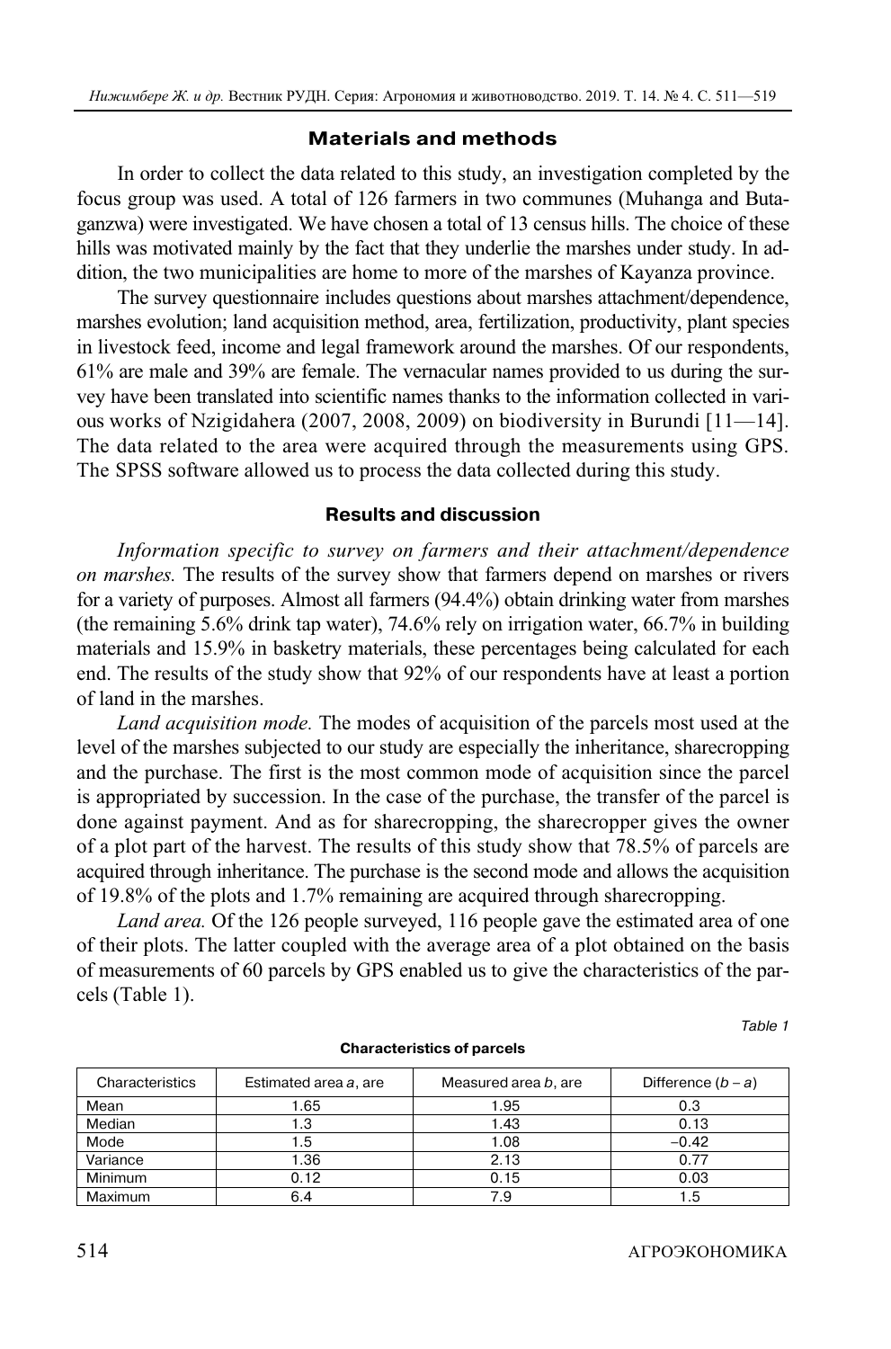## Materials and methods

In order to collect the data related to this study, an investigation completed by the focus group was used. A total of 126 farmers in two communes (Muhanga and Butaganzwa) were investigated. We have chosen a total of 13 census hills. The choice of these hills was motivated mainly by the fact that they underlie the marshes under study. In addition, the two municipalities are home to more of the marshes of Kayanza province.

The survey questionnaire includes questions about marshes attachment/dependence, marshes evolution; land acquisition method, area, fertilization, productivity, plant species in livestock feed, income and legal framework around the marshes. Of our respondents, 61% are male and 39% are female. The vernacular names provided to us during the survey have been translated into scientific names thanks to the information collected in various works of Nzigidahera (2007, 2008, 2009) on biodiversity in Burundi [11—14]. The data related to the area were acquired through the measurements using GPS. The SPSS software allowed us to process the data collected during this study.

## Results and discussion

*Information specific to survey on farmers and their attachment/dependence on marshes.* The results of the survey show that farmers depend on marshes or rivers for a variety of purposes. Almost all farmers (94.4%) obtain drinking water from marshes (the remaining 5.6% drink tap water), 74.6% rely on irrigation water, 66.7% in building materials and 15.9% in basketry materials, these percentages being calculated for each end. The results of the study show that 92% of our respondents have at least a portion of land in the marshes.

*Land acquisition mode.* The modes of acquisition of the parcels most used at the level of the marshes subjected to our study are especially the inheritance, sharecropping and the purchase. The first is the most common mode of acquisition since the parcel is appropriated by succession. In the case of the purchase, the transfer of the parcel is done against payment. And as for sharecropping, the sharecropper gives the owner of a plot part of the harvest. The results of this study show that 78.5% of parcels are acquired through inheritance. The purchase is the second mode and allows the acquisition of 19.8% of the plots and 1.7% remaining are acquired through sharecropping.

*Land area.* Of the 126 people surveyed, 116 people gave the estimated area of one of their plots. The latter coupled with the average area of a plot obtained on the basis of measurements of 60 parcels by GPS enabled us to give the characteristics of the parcels (Table 1).

*Table 1*

**Characteristics of parcels**

| Characteristics | Estimated area *a*, are | Measured area *b*, are | Difference ($b - a$) |
|---|---|---|---|
| Mean | 1.65 | 1.95 | 0.3 |
| Median | 1.3 | 1.43 | 0.13 |
| Mode | 1.5 | 1.08 | –0.42 |
| Variance | 1.36 | 2.13 | 0.77 |
| Minimum | 0.12 | 0.15 | 0.03 |
| Maximum | 6.4 | 7.9 | 1.5 |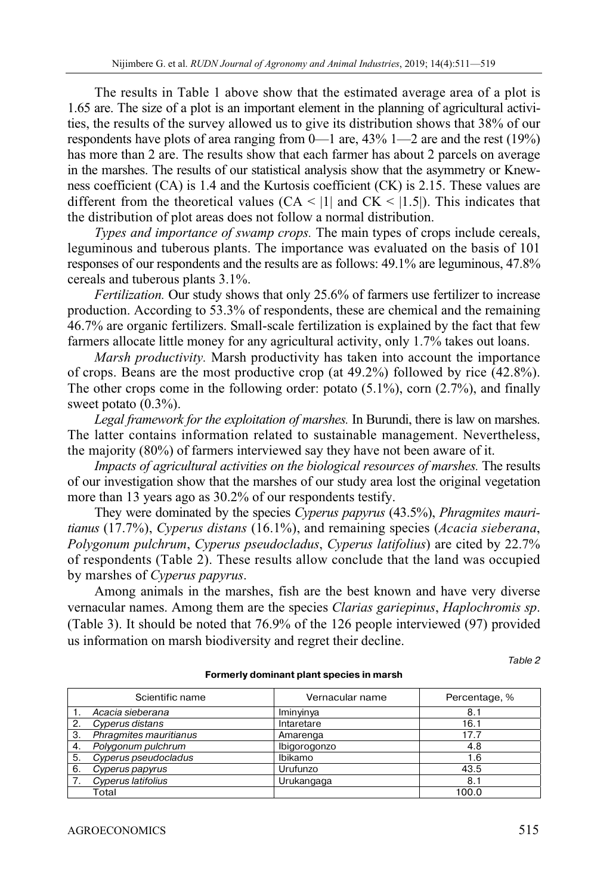The results in Table 1 above show that the estimated average area of a plot is 1.65 are. The size of a plot is an important element in the planning of agricultural activities, the results of the survey allowed us to give its distribution shows that 38% of our respondents have plots of area ranging from 0—1 are, 43% 1—2 are and the rest (19%) has more than 2 are. The results show that each farmer has about 2 parcels on average in the marshes. The results of our statistical analysis show that the asymmetry or Knewness coefficient (CA) is 1.4 and the Kurtosis coefficient (CK) is 2.15. These values are different from the theoretical values ($CA < |1|$ and $CK < |1.5|$). This indicates that the distribution of plot areas does not follow a normal distribution.

*Types and importance of swamp crops.* The main types of crops include cereals, leguminous and tuberous plants. The importance was evaluated on the basis of 101 responses of our respondents and the results are as follows: 49.1% are leguminous, 47.8% cereals and tuberous plants 3.1%.

*Fertilization.* Our study shows that only 25.6% of farmers use fertilizer to increase production. According to 53.3% of respondents, these are chemical and the remaining 46.7% are organic fertilizers. Small-scale fertilization is explained by the fact that few farmers allocate little money for any agricultural activity, only 1.7% takes out loans.

*Marsh productivity.* Marsh productivity has taken into account the importance of crops. Beans are the most productive crop (at 49.2%) followed by rice (42.8%). The other crops come in the following order: potato (5.1%), corn (2.7%), and finally sweet potato (0.3%).

*Legal framework for the exploitation of marshes.* In Burundi, there is law on marshes. The latter contains information related to sustainable management. Nevertheless, the majority (80%) of farmers interviewed say they have not been aware of it.

*Impacts of agricultural activities on the biological resources of marshes.* The results of our investigation show that the marshes of our study area lost the original vegetation more than 13 years ago as 30.2% of our respondents testify.

They were dominated by the species *Cyperus papyrus* (43.5%), *Phragmites mauritianus* (17.7%), *Cyperus distans* (16.1%), and remaining species (*Acacia sieberana*, *Polygonum pulchrum*, *Cyperus pseudocladus*, *Cyperus latifolius*) are cited by 22.7% of respondents (Table 2). These results allow conclude that the land was occupied by marshes of *Cyperus papyrus*.

Among animals in the marshes, fish are the best known and have very diverse vernacular names. Among them are the species *Clarias gariepinus*, *Haplochromis sp*. (Table 3). It should be noted that 76.9% of the 126 people interviewed (97) provided us information on marsh biodiversity and regret their decline.

*Table 2*

**Formerly dominant plant species in marsh**

| Scientific name | Vernacular name | Percentage, % |
|---|---|---|
| 1. *Acacia sieberana* | Iminyinya | 8.1 |
| 2. *Cyperus distans* | Intaretare | 16.1 |
| 3. *Phragmites mauritianus* | Amarenga | 17.7 |
| 4. *Polygonum pulchrum* | Ibigorogonzo | 4.8 |
| 5. *Cyperus pseudocladus* | Ibikamo | 1.6 |
| 6. *Cyperus papyrus* | Urufunzo | 43.5 |
| 7. *Cyperus latifolius* | Urukangaga | 8.1 |
| Total | | 100.0 |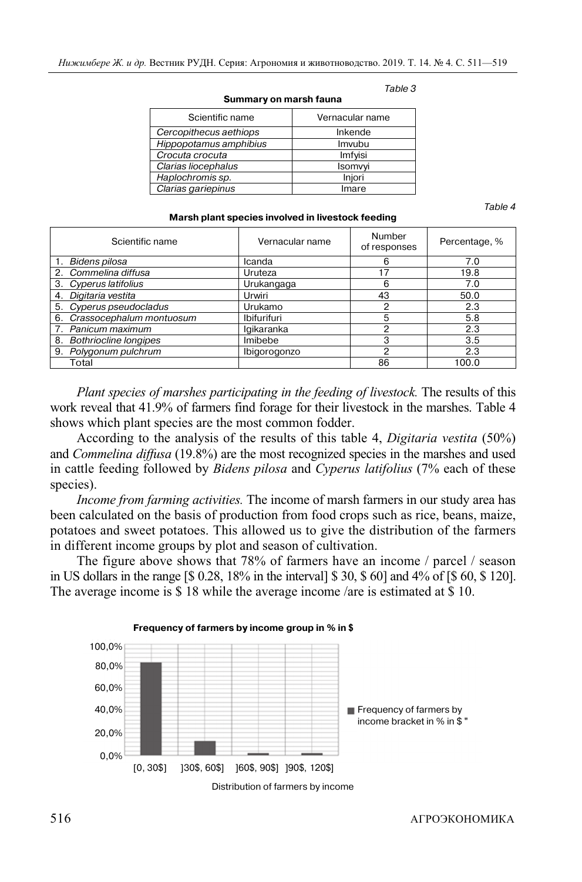Table 3

**Summary on marsh fauna**

| Scientific name | Vernacular name |
|---|---|
| *Cercopithecus aethiops* | Inkende |
| *Hippopotamus amphibius* | Imvubu |
| *Crocuta crocuta* | Imfyisi |
| *Clarias liocephalus* | Isomvyi |
| *Haplochromis sp.* | Injori |
| *Clarias gariepinus* | Imare |

Table 4

**Marsh plant species involved in livestock feeding**

| Scientific name | Vernacular name | Number of responses | Percentage, % |
|---|---|---|---|
| 1. *Bidens pilosa* | Icanda | 6 | 7.0 |
| 2. *Commelina diffusa* | Uruteza | 17 | 19.8 |
| 3. *Cyperus latifolius* | Urukangaga | 6 | 7.0 |
| 4. *Digitaria vestita* | Urwiri | 43 | 50.0 |
| 5. *Cyperus pseudocladus* | Urukamo | 2 | 2.3 |
| 6. *Crassocephalum montuosum* | Ibifurifuri | 5 | 5.8 |
| 7. *Panicum maximum* | Igikaranka | 2 | 2.3 |
| 8. *Bothriocline longipes* | Imibebe | 3 | 3.5 |
| 9. *Polygonum pulchrum* | Ibigorogonzo | 2 | 2.3 |
| Total | | 86 | 100.0 |

*Plant species of marshes participating in the feeding of livestock.* The results of this work reveal that 41.9% of farmers find forage for their livestock in the marshes. Table 4 shows which plant species are the most common fodder.

According to the analysis of the results of this table 4, *Digitaria vestita* (50%) and *Commelina diffusa* (19.8%) are the most recognized species in the marshes and used in cattle feeding followed by *Bidens pilosa* and *Cyperus latifolius* (7% each of these species).

*Income from farming activities.* The income of marsh farmers in our study area has been calculated on the basis of production from food crops such as rice, beans, maize, potatoes and sweet potatoes. This allowed us to give the distribution of the farmers in different income groups by plot and season of cultivation.

The figure above shows that 78% of farmers have an income / parcel / season in US dollars in the range [$ 0.28, 18% in the interval] $ 30, $ 60] and 4% of [$ 60, $ 120]. The average income is $ 18 while the average income /are is estimated at $ 10.

**Frequency of farmers by income group in % in $**

Distribution of farmers by income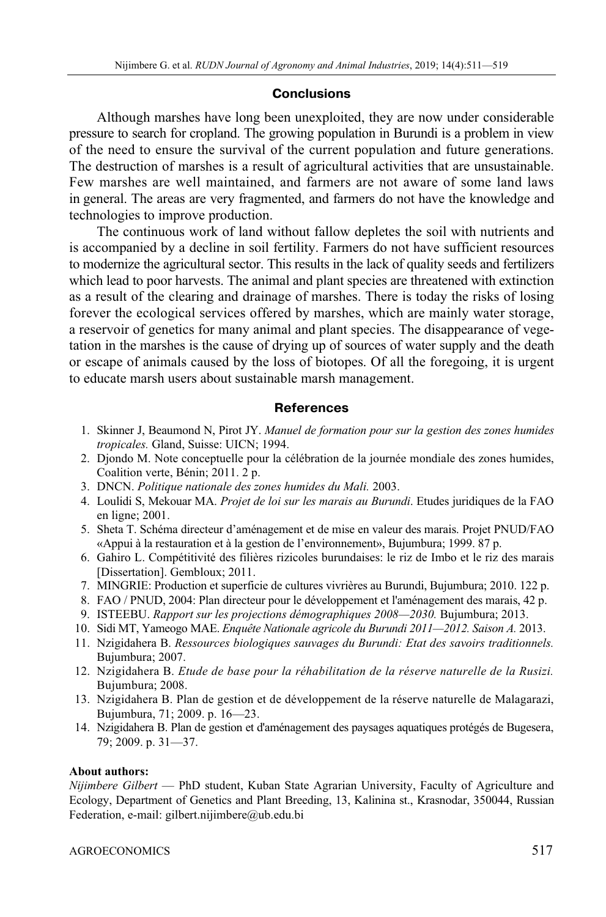## Conclusions

Although marshes have long been unexploited, they are now under considerable pressure to search for cropland. The growing population in Burundi is a problem in view of the need to ensure the survival of the current population and future generations. The destruction of marshes is a result of agricultural activities that are unsustainable. Few marshes are well maintained, and farmers are not aware of some land laws in general. The areas are very fragmented, and farmers do not have the knowledge and technologies to improve production.

The continuous work of land without fallow depletes the soil with nutrients and is accompanied by a decline in soil fertility. Farmers do not have sufficient resources to modernize the agricultural sector. This results in the lack of quality seeds and fertilizers which lead to poor harvests. The animal and plant species are threatened with extinction as a result of the clearing and drainage of marshes. There is today the risks of losing forever the ecological services offered by marshes, which are mainly water storage, a reservoir of genetics for many animal and plant species. The disappearance of vegetation in the marshes is the cause of drying up of sources of water supply and the death or escape of animals caused by the loss of biotopes. Of all the foregoing, it is urgent to educate marsh users about sustainable marsh management.

## References

1. Skinner J, Beaumond N, Pirot JY. *Manuel de formation pour sur la gestion des zones humides tropicales.* Gland, Suisse: UICN; 1994.
2. Djondo M. Note conceptuelle pour la célébration de la journée mondiale des zones humides, Coalition verte, Bénin; 2011. 2 p.
3. DNCN. *Politique nationale des zones humides du Mali.* 2003.
4. Loulidi S, Mekouar MA. *Projet de loi sur les marais au Burundi*. Etudes juridiques de la FAO en ligne; 2001.
5. Sheta T. Schéma directeur d'aménagement et de mise en valeur des marais. Projet PNUD/FAO «Appui à la restauration et à la gestion de l'environnement», Bujumbura; 1999. 87 p.
6. Gahiro L. Compétitivité des filières rizicoles burundaises: le riz de Imbo et le riz des marais [Dissertation]. Gembloux; 2011.
7. MINGRIE: Production et superficie de cultures vivrières au Burundi, Bujumbura; 2010. 122 p.
8. FAO / PNUD, 2004: Plan directeur pour le développement et l'aménagement des marais, 42 p.
9. ISTEEBU. *Rapport sur les projections démographiques 2008—2030.* Bujumbura; 2013.
10. Sidi MT, Yameogo MAE. *Enquête Nationale agricole du Burundi 2011—2012. Saison A.* 2013.
11. Nzigidahera B. *Ressources biologiques sauvages du Burundi: Etat des savoirs traditionnels.* Bujumbura; 2007.
12. Nzigidahera B. *Etude de base pour la réhabilitation de la réserve naturelle de la Rusizi.* Bujumbura; 2008.
13. Nzigidahera B. Plan de gestion et de développement de la réserve naturelle de Malagarazi, Bujumbura, 71; 2009. p. 16—23.
14. Nzigidahera B. Plan de gestion et d'aménagement des paysages aquatiques protégés de Bugesera, 79; 2009. p. 31—37.

**About authors:**

*Nijimbere Gilbert* — PhD student, Kuban State Agrarian University, Faculty of Agriculture and Ecology, Department of Genetics and Plant Breeding, 13, Kalinina st., Krasnodar, 350044, Russian Federation, e-mail: gilbert.nijimbere@ub.edu.bi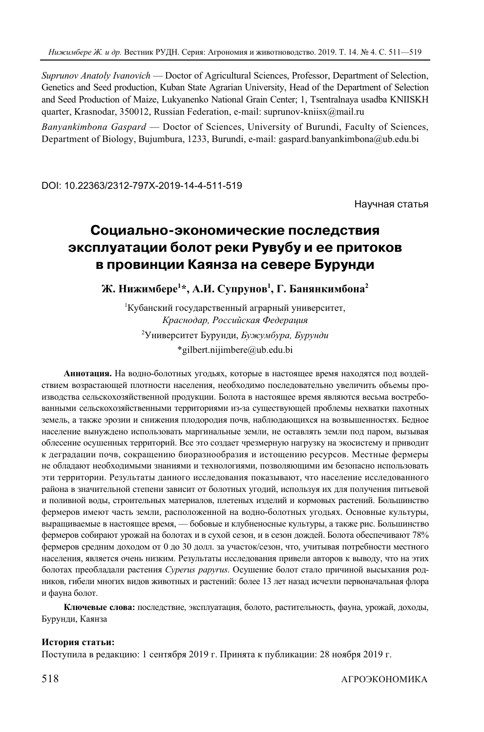*Suprunov Anatoly Ivanovich* — Doctor of Agricultural Sciences, Professor, Department of Selection, Genetics and Seed production, Kuban State Agrarian University, Head of the Department of Selection and Seed Production of Maize, Lukyanenko National Grain Center; 1, Tsentralnaya usadba KNIISKH quarter, Krasnodar, 350012, Russian Federation, e-mail: suprunov-kniisx@mail.ru

*Banyankimbona Gaspard* — Doctor of Sciences, University of Burundi, Faculty of Sciences, Department of Biology, Bujumbura, 1233, Burundi, e-mail: gaspard.banyankimbona@ub.edu.bi

DOI: 10.22363/2312-797X-2019-14-4-511-519

Научная статья

# Социально-экономические последствия эксплуатации болот реки Рувубу и ее притоков в провинции Каянза на севере Бурунди

**Ж. Нижимбере[1]*, А.И. Супрунов[1], Г. Банянкимбона[2]**

[1]Кубанский государственный аграрный университет, *Краснодар, Российская Федерация*

[2]Университет Бурунди, *Бужумбура, Бурунди*

*gilbert.nijimbere@ub.edu.bi

**Аннотация.** На водно-болотных угодьях, которые в настоящее время находятся под воздействием возрастающей плотности населения, необходимо последовательно увеличить объемы производства сельскохозяйственной продукции. Болота в настоящее время являются весьма востребованными сельскохозяйственными территориями из-за существующей проблемы нехватки пахотных земель, а также эрозии и снижения плодородия почв, наблюдающихся на возвышенностях. Бедное население вынуждено использовать маргинальные земли, не оставлять земли под паром, вызывая облесение осушенных территорий. Все это создает чрезмерную нагрузку на экосистему и приводит к деградации почв, сокращению биоразнообразия и истощению ресурсов. Местные фермеры не обладают необходимыми знаниями и технологиями, позволяющими им безопасно использовать эти территории. Результаты данного исследования показывают, что население исследованного района в значительной степени зависит от болотных угодий, используя их для получения питьевой и поливной воды, строительных материалов, плетеных изделий и кормовых растений. Большинство фермеров имеют часть земли, расположенной на водно-болотных угодьях. Основные культуры, выращиваемые в настоящее время, — бобовые и клубненосные культуры, а также рис. Большинство фермеров собирают урожай на болотах и в сухой сезон, и в сезон дождей. Болота обеспечивают 78% фермеров средним доходом от 0 до 30 долл. за участок/сезон, что, учитывая потребности местного населения, является очень низким. Результаты исследования привели авторов к выводу, что на этих болотах преобладали растения *Cyperus papyrus*. Осушение болот стало причиной высыхания родников, гибели многих видов животных и растений: более 13 лет назад исчезли первоначальная флора и фауна болот.

**Ключевые слова:** последствие, эксплуатация, болото, растительность, фауна, урожай, доходы, Бурунди, Каянза

**История статьи:**

Поступила в редакцию: 1 сентября 2019 г. Принята к публикации: 28 ноября 2019 г.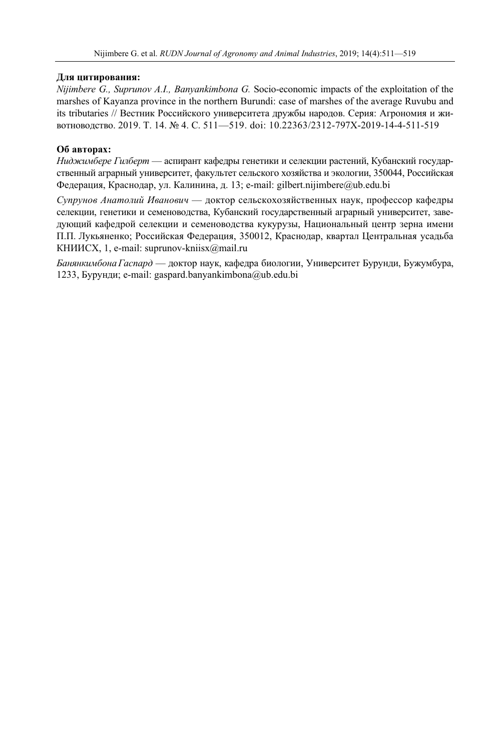**Для цитирования:**

*Nijimbere G., Suprunov A.I., Banyankimbona G.* Socio-economic impacts of the exploitation of the marshes of Kayanza province in the northern Burundi: case of marshes of the average Ruvubu and its tributaries // Вестник Российского университета дружбы народов. Серия: Агрономия и животноводство. 2019. Т. 14. № 4. С. 511—519. doi: 10.22363/2312-797X-2019-14-4-511-519

**Об авторах:**

*Ниджимбере Гилберт* — аспирант кафедры генетики и селекции растений, Кубанский государственный аграрный университет, факультет сельского хозяйства и экологии, 350044, Российская Федерация, Краснодар, ул. Калинина, д. 13; e-mail: gilbert.nijimbere@ub.edu.bi

*Супрунов Анатолий Иванович* — доктор сельскохозяйственных наук, профессор кафедры селекции, генетики и семеноводства, Кубанский государственный аграрный университет, заведующий кафедрой селекции и семеноводства кукурузы, Национальный центр зерна имени П.П. Лукьяненко; Российская Федерация, 350012, Краснодар, квартал Центральная усадьба КНИИСХ, 1, e-mail: suprunov-kniisx@mail.ru

*Банянкимбона Гаспард* — доктор наук, кафедра биологии, Университет Бурунди, Бужумбура, 1233, Бурунди; e-mail: gaspard.banyankimbona@ub.edu.bi